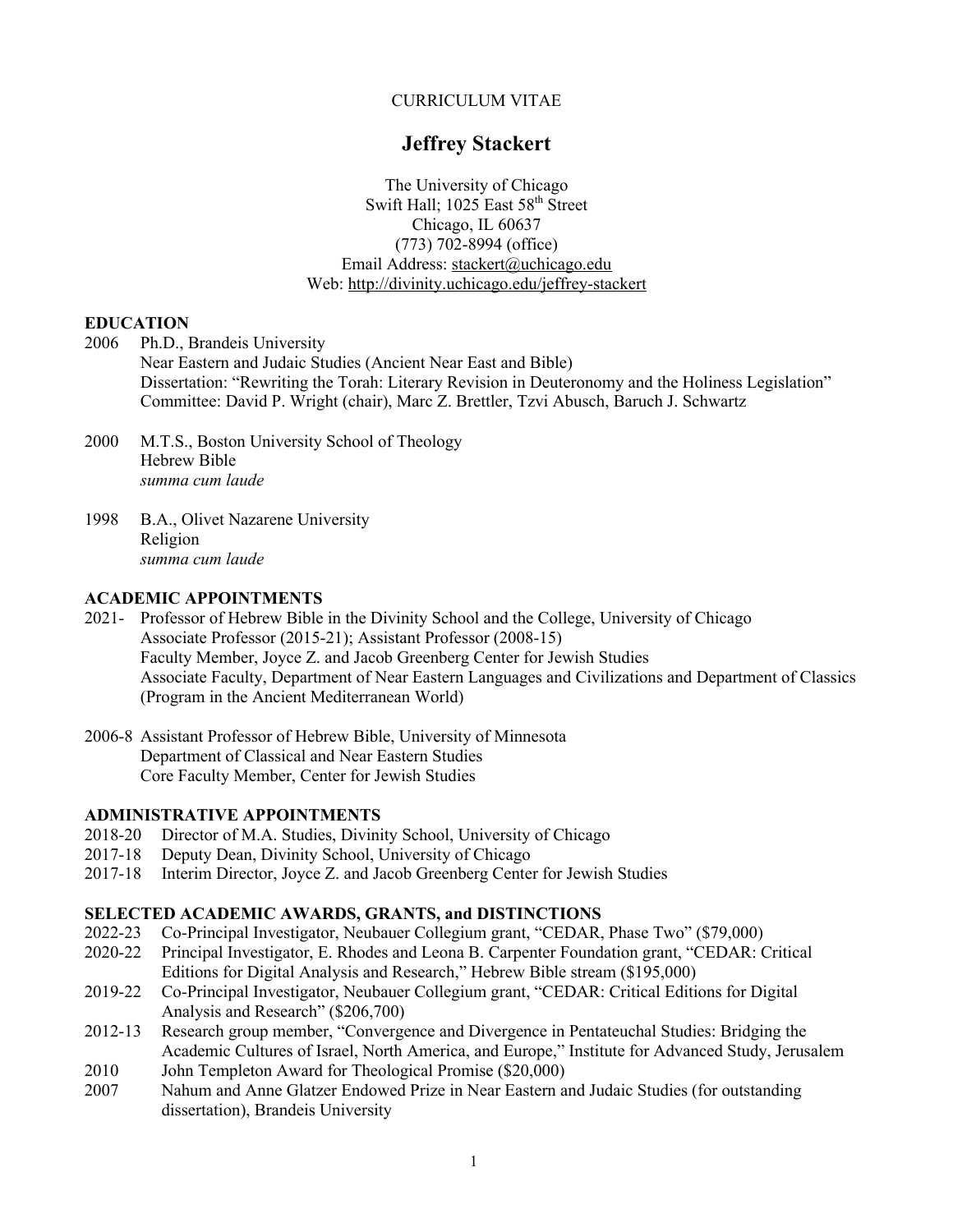CURRICULUM VITAE

# Jeffrey Stackert

The University of Chicago
Swift Hall; 1025 East 58th Street
Chicago, IL 60637
(773) 702-8994 (office)
Email Address: stackert@uchicago.edu
Web: http://divinity.uchicago.edu/jeffrey-stackert

## EDUCATION

2006 Ph.D., Brandeis University
Near Eastern and Judaic Studies (Ancient Near East and Bible)
Dissertation: "Rewriting the Torah: Literary Revision in Deuteronomy and the Holiness Legislation"
Committee: David P. Wright (chair), Marc Z. Brettler, Tzvi Abusch, Baruch J. Schwartz

2000 M.T.S., Boston University School of Theology
Hebrew Bible
*summa cum laude*

1998 B.A., Olivet Nazarene University
Religion
*summa cum laude*

## ACADEMIC APPOINTMENTS

2021- Professor of Hebrew Bible in the Divinity School and the College, University of Chicago
Associate Professor (2015-21); Assistant Professor (2008-15)
Faculty Member, Joyce Z. and Jacob Greenberg Center for Jewish Studies
Associate Faculty, Department of Near Eastern Languages and Civilizations and Department of Classics (Program in the Ancient Mediterranean World)

2006-8 Assistant Professor of Hebrew Bible, University of Minnesota
Department of Classical and Near Eastern Studies
Core Faculty Member, Center for Jewish Studies

## ADMINISTRATIVE APPOINTMENTS

2018-20 Director of M.A. Studies, Divinity School, University of Chicago
2017-18 Deputy Dean, Divinity School, University of Chicago
2017-18 Interim Director, Joyce Z. and Jacob Greenberg Center for Jewish Studies

## SELECTED ACADEMIC AWARDS, GRANTS, and DISTINCTIONS

2022-23 Co-Principal Investigator, Neubauer Collegium grant, "CEDAR, Phase Two" ($79,000)
2020-22 Principal Investigator, E. Rhodes and Leona B. Carpenter Foundation grant, "CEDAR: Critical Editions for Digital Analysis and Research," Hebrew Bible stream ($195,000)
2019-22 Co-Principal Investigator, Neubauer Collegium grant, "CEDAR: Critical Editions for Digital Analysis and Research" ($206,700)
2012-13 Research group member, "Convergence and Divergence in Pentateuchal Studies: Bridging the Academic Cultures of Israel, North America, and Europe," Institute for Advanced Study, Jerusalem
2010 John Templeton Award for Theological Promise ($20,000)
2007 Nahum and Anne Glatzer Endowed Prize in Near Eastern and Judaic Studies (for outstanding dissertation), Brandeis University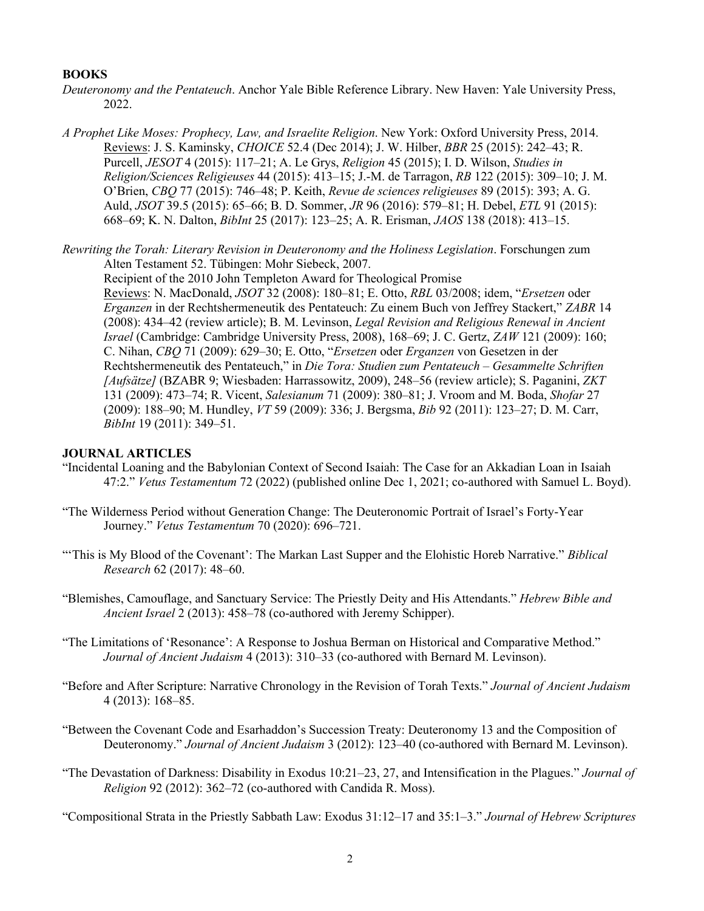**BOOKS**

*Deuteronomy and the Pentateuch*. Anchor Yale Bible Reference Library. New Haven: Yale University Press, 2022.

*A Prophet Like Moses: Prophecy, Law, and Israelite Religion*. New York: Oxford University Press, 2014.
Reviews: J. S. Kaminsky, *CHOICE* 52.4 (Dec 2014); J. W. Hilber, *BBR* 25 (2015): 242–43; R. Purcell, *JESOT* 4 (2015): 117–21; A. Le Grys, *Religion* 45 (2015); I. D. Wilson, *Studies in Religion/Sciences Religieuses* 44 (2015): 413–15; J.-M. de Tarragon, *RB* 122 (2015): 309–10; J. M. O'Brien, *CBQ* 77 (2015): 746–48; P. Keith, *Revue de sciences religieuses* 89 (2015): 393; A. G. Auld, *JSOT* 39.5 (2015): 65–66; B. D. Sommer, *JR* 96 (2016): 579–81; H. Debel, *ETL* 91 (2015): 668–69; K. N. Dalton, *BibInt* 25 (2017): 123–25; A. R. Erisman, *JAOS* 138 (2018): 413–15.

*Rewriting the Torah: Literary Revision in Deuteronomy and the Holiness Legislation*. Forschungen zum Alten Testament 52. Tübingen: Mohr Siebeck, 2007.
Recipient of the 2010 John Templeton Award for Theological Promise
Reviews: N. MacDonald, *JSOT* 32 (2008): 180–81; E. Otto, *RBL* 03/2008; idem, "*Ersetzen* oder *Erganzen* in der Rechtshermeneutik des Pentateuch: Zu einem Buch von Jeffrey Stackert," *ZABR* 14 (2008): 434–42 (review article); B. M. Levinson, *Legal Revision and Religious Renewal in Ancient Israel* (Cambridge: Cambridge University Press, 2008), 168–69; J. C. Gertz, *ZAW* 121 (2009): 160; C. Nihan, *CBQ* 71 (2009): 629–30; E. Otto, "*Ersetzen* oder *Erganzen* von Gesetzen in der Rechtshermeneutik des Pentateuch," in *Die Tora: Studien zum Pentateuch – Gesammelte Schriften [Aufsätze]* (BZABR 9; Wiesbaden: Harrassowitz, 2009), 248–56 (review article); S. Paganini, *ZKT* 131 (2009): 473–74; R. Vicent, *Salesianum* 71 (2009): 380–81; J. Vroom and M. Boda, *Shofar* 27 (2009): 188–90; M. Hundley, *VT* 59 (2009): 336; J. Bergsma, *Bib* 92 (2011): 123–27; D. M. Carr, *BibInt* 19 (2011): 349–51.

**JOURNAL ARTICLES**

"Incidental Loaning and the Babylonian Context of Second Isaiah: The Case for an Akkadian Loan in Isaiah 47:2." *Vetus Testamentum* 72 (2022) (published online Dec 1, 2021; co-authored with Samuel L. Boyd).

"The Wilderness Period without Generation Change: The Deuteronomic Portrait of Israel's Forty-Year Journey." *Vetus Testamentum* 70 (2020): 696–721.

"'This is My Blood of the Covenant': The Markan Last Supper and the Elohistic Horeb Narrative." *Biblical Research* 62 (2017): 48–60.

"Blemishes, Camouflage, and Sanctuary Service: The Priestly Deity and His Attendants." *Hebrew Bible and Ancient Israel* 2 (2013): 458–78 (co-authored with Jeremy Schipper).

"The Limitations of 'Resonance': A Response to Joshua Berman on Historical and Comparative Method." *Journal of Ancient Judaism* 4 (2013): 310–33 (co-authored with Bernard M. Levinson).

"Before and After Scripture: Narrative Chronology in the Revision of Torah Texts." *Journal of Ancient Judaism* 4 (2013): 168–85.

"Between the Covenant Code and Esarhaddon's Succession Treaty: Deuteronomy 13 and the Composition of Deuteronomy." *Journal of Ancient Judaism* 3 (2012): 123–40 (co-authored with Bernard M. Levinson).

"The Devastation of Darkness: Disability in Exodus 10:21–23, 27, and Intensification in the Plagues." *Journal of Religion* 92 (2012): 362–72 (co-authored with Candida R. Moss).

"Compositional Strata in the Priestly Sabbath Law: Exodus 31:12–17 and 35:1–3." *Journal of Hebrew Scriptures*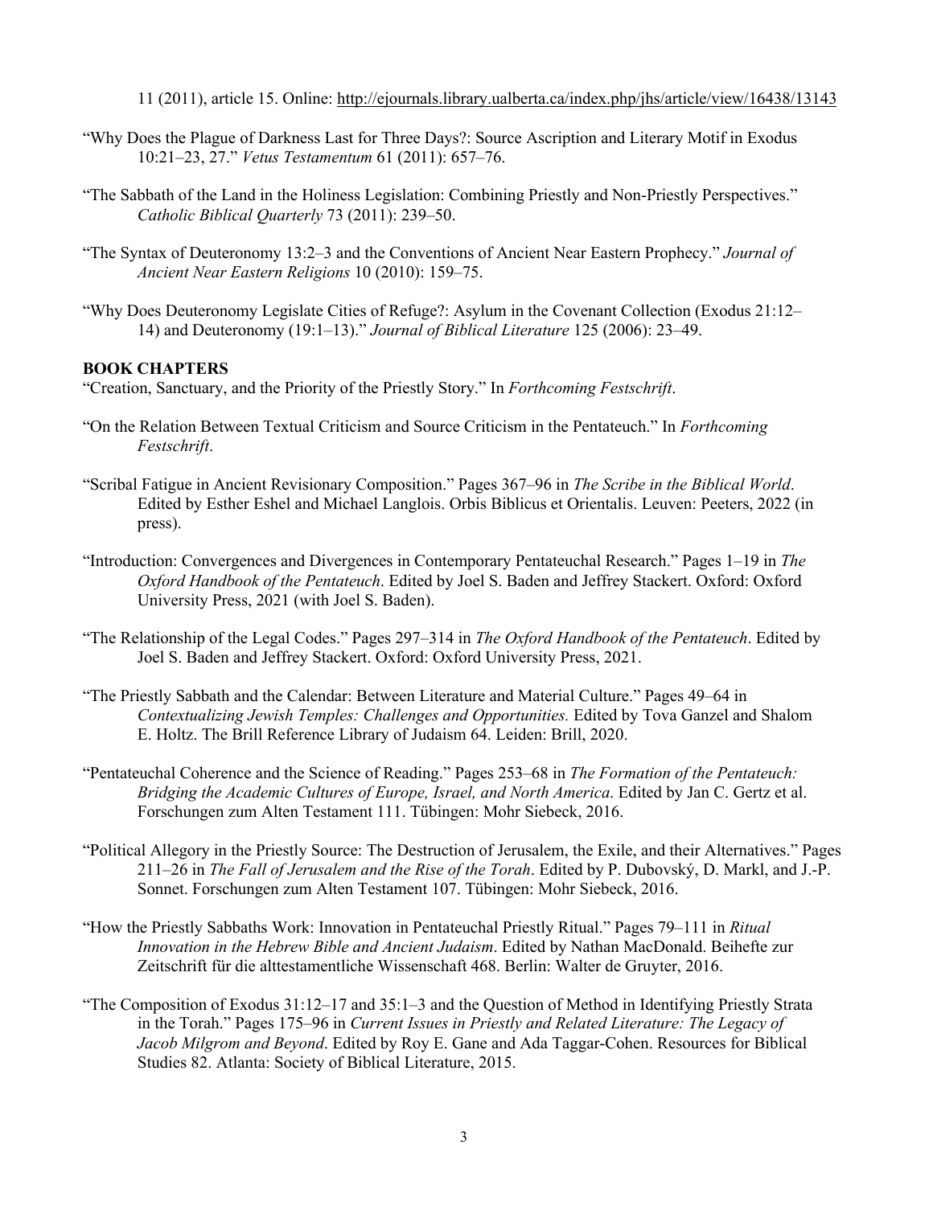11 (2011), article 15. Online: http://ejournals.library.ualberta.ca/index.php/jhs/article/view/16438/13143

"Why Does the Plague of Darkness Last for Three Days?: Source Ascription and Literary Motif in Exodus 10:21–23, 27." *Vetus Testamentum* 61 (2011): 657–76.

"The Sabbath of the Land in the Holiness Legislation: Combining Priestly and Non-Priestly Perspectives." *Catholic Biblical Quarterly* 73 (2011): 239–50.

"The Syntax of Deuteronomy 13:2–3 and the Conventions of Ancient Near Eastern Prophecy." *Journal of Ancient Near Eastern Religions* 10 (2010): 159–75.

"Why Does Deuteronomy Legislate Cities of Refuge?: Asylum in the Covenant Collection (Exodus 21:12–14) and Deuteronomy (19:1–13)." *Journal of Biblical Literature* 125 (2006): 23–49.

**BOOK CHAPTERS**

"Creation, Sanctuary, and the Priority of the Priestly Story." In *Forthcoming Festschrift*.

"On the Relation Between Textual Criticism and Source Criticism in the Pentateuch." In *Forthcoming Festschrift*.

"Scribal Fatigue in Ancient Revisionary Composition." Pages 367–96 in *The Scribe in the Biblical World*. Edited by Esther Eshel and Michael Langlois. Orbis Biblicus et Orientalis. Leuven: Peeters, 2022 (in press).

"Introduction: Convergences and Divergences in Contemporary Pentateuchal Research." Pages 1–19 in *The Oxford Handbook of the Pentateuch*. Edited by Joel S. Baden and Jeffrey Stackert. Oxford: Oxford University Press, 2021 (with Joel S. Baden).

"The Relationship of the Legal Codes." Pages 297–314 in *The Oxford Handbook of the Pentateuch*. Edited by Joel S. Baden and Jeffrey Stackert. Oxford: Oxford University Press, 2021.

"The Priestly Sabbath and the Calendar: Between Literature and Material Culture." Pages 49–64 in *Contextualizing Jewish Temples: Challenges and Opportunities.* Edited by Tova Ganzel and Shalom E. Holtz. The Brill Reference Library of Judaism 64. Leiden: Brill, 2020.

"Pentateuchal Coherence and the Science of Reading." Pages 253–68 in *The Formation of the Pentateuch: Bridging the Academic Cultures of Europe, Israel, and North America*. Edited by Jan C. Gertz et al. Forschungen zum Alten Testament 111. Tübingen: Mohr Siebeck, 2016.

"Political Allegory in the Priestly Source: The Destruction of Jerusalem, the Exile, and their Alternatives." Pages 211–26 in *The Fall of Jerusalem and the Rise of the Torah*. Edited by P. Dubovský, D. Markl, and J.-P. Sonnet. Forschungen zum Alten Testament 107. Tübingen: Mohr Siebeck, 2016.

"How the Priestly Sabbaths Work: Innovation in Pentateuchal Priestly Ritual." Pages 79–111 in *Ritual Innovation in the Hebrew Bible and Ancient Judaism*. Edited by Nathan MacDonald. Beihefte zur Zeitschrift für die alttestamentliche Wissenschaft 468. Berlin: Walter de Gruyter, 2016.

"The Composition of Exodus 31:12–17 and 35:1–3 and the Question of Method in Identifying Priestly Strata in the Torah." Pages 175–96 in *Current Issues in Priestly and Related Literature: The Legacy of Jacob Milgrom and Beyond*. Edited by Roy E. Gane and Ada Taggar-Cohen. Resources for Biblical Studies 82. Atlanta: Society of Biblical Literature, 2015.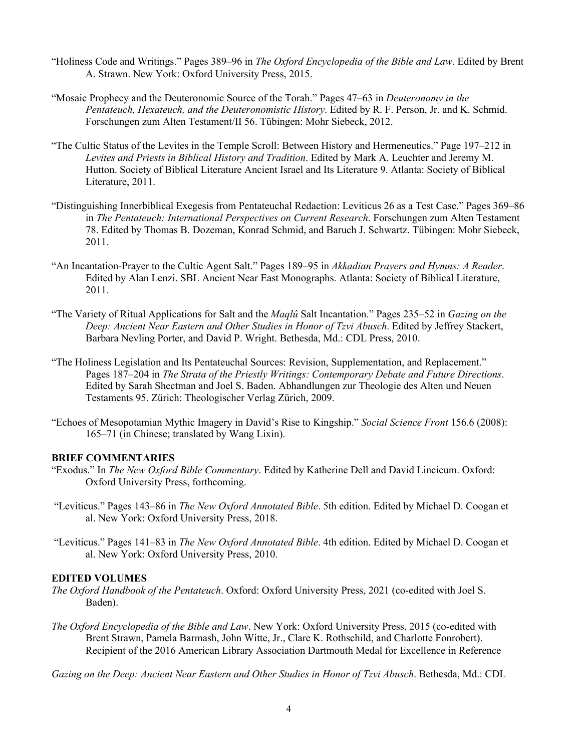"Holiness Code and Writings." Pages 389–96 in *The Oxford Encyclopedia of the Bible and Law*. Edited by Brent A. Strawn. New York: Oxford University Press, 2015.

"Mosaic Prophecy and the Deuteronomic Source of the Torah." Pages 47–63 in *Deuteronomy in the Pentateuch, Hexateuch, and the Deuteronomistic History*. Edited by R. F. Person, Jr. and K. Schmid. Forschungen zum Alten Testament/II 56. Tübingen: Mohr Siebeck, 2012.

"The Cultic Status of the Levites in the Temple Scroll: Between History and Hermeneutics." Page 197–212 in *Levites and Priests in Biblical History and Tradition*. Edited by Mark A. Leuchter and Jeremy M. Hutton. Society of Biblical Literature Ancient Israel and Its Literature 9. Atlanta: Society of Biblical Literature, 2011.

"Distinguishing Innerbiblical Exegesis from Pentateuchal Redaction: Leviticus 26 as a Test Case." Pages 369–86 in *The Pentateuch: International Perspectives on Current Research*. Forschungen zum Alten Testament 78. Edited by Thomas B. Dozeman, Konrad Schmid, and Baruch J. Schwartz. Tübingen: Mohr Siebeck, 2011.

"An Incantation-Prayer to the Cultic Agent Salt." Pages 189–95 in *Akkadian Prayers and Hymns: A Reader*. Edited by Alan Lenzi. SBL Ancient Near East Monographs. Atlanta: Society of Biblical Literature, 2011.

"The Variety of Ritual Applications for Salt and the *Maqlû* Salt Incantation." Pages 235–52 in *Gazing on the Deep: Ancient Near Eastern and Other Studies in Honor of Tzvi Abusch*. Edited by Jeffrey Stackert, Barbara Nevling Porter, and David P. Wright. Bethesda, Md.: CDL Press, 2010.

"The Holiness Legislation and Its Pentateuchal Sources: Revision, Supplementation, and Replacement." Pages 187–204 in *The Strata of the Priestly Writings: Contemporary Debate and Future Directions*. Edited by Sarah Shectman and Joel S. Baden. Abhandlungen zur Theologie des Alten und Neuen Testaments 95. Zürich: Theologischer Verlag Zürich, 2009.

"Echoes of Mesopotamian Mythic Imagery in David's Rise to Kingship." *Social Science Front* 156.6 (2008): 165–71 (in Chinese; translated by Wang Lixin).

**BRIEF COMMENTARIES**

"Exodus." In *The New Oxford Bible Commentary*. Edited by Katherine Dell and David Lincicum. Oxford: Oxford University Press, forthcoming.

"Leviticus." Pages 143–86 in *The New Oxford Annotated Bible*. 5th edition. Edited by Michael D. Coogan et al. New York: Oxford University Press, 2018.

"Leviticus." Pages 141–83 in *The New Oxford Annotated Bible*. 4th edition. Edited by Michael D. Coogan et al. New York: Oxford University Press, 2010.

**EDITED VOLUMES**

*The Oxford Handbook of the Pentateuch*. Oxford: Oxford University Press, 2021 (co-edited with Joel S. Baden).

*The Oxford Encyclopedia of the Bible and Law*. New York: Oxford University Press, 2015 (co-edited with Brent Strawn, Pamela Barmash, John Witte, Jr., Clare K. Rothschild, and Charlotte Fonrobert). Recipient of the 2016 American Library Association Dartmouth Medal for Excellence in Reference

*Gazing on the Deep: Ancient Near Eastern and Other Studies in Honor of Tzvi Abusch*. Bethesda, Md.: CDL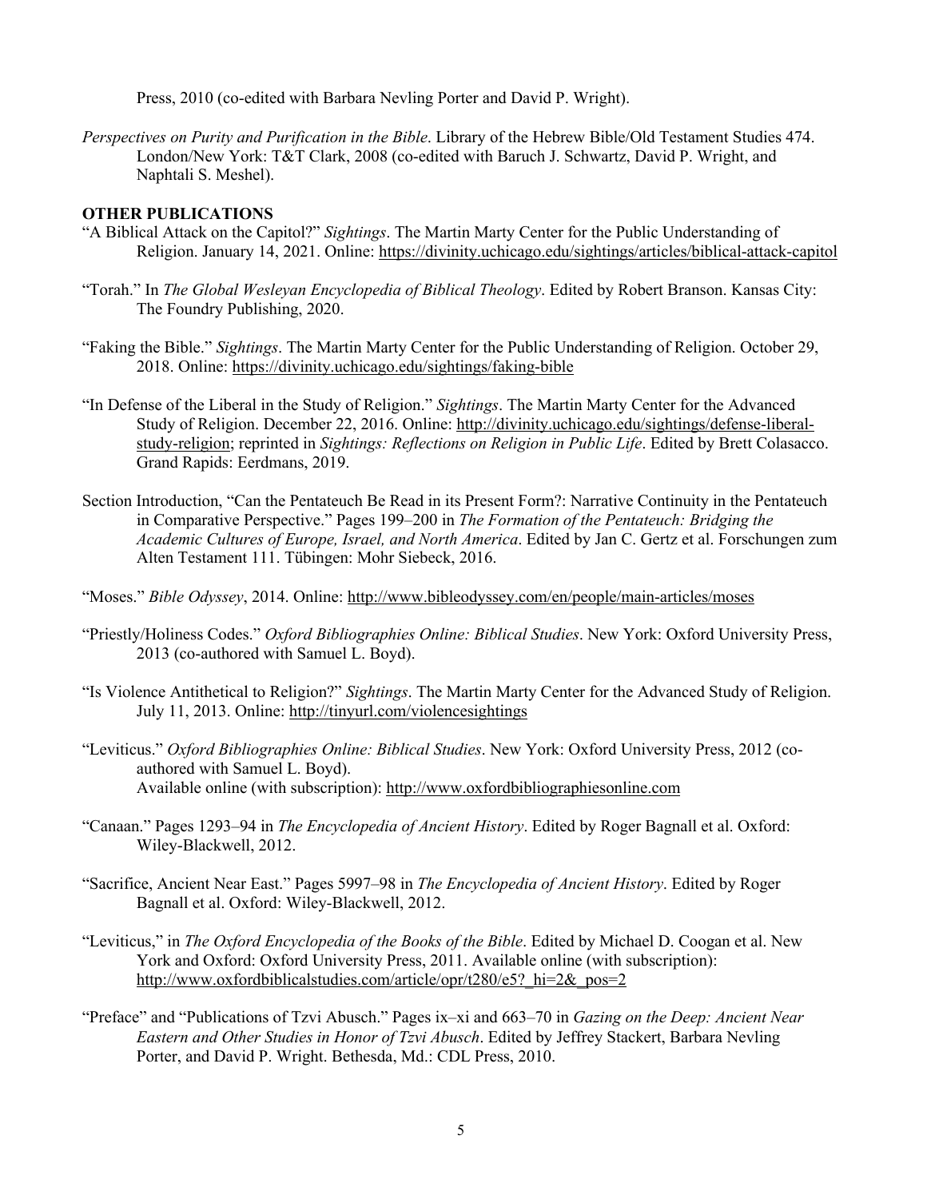Press, 2010 (co-edited with Barbara Nevling Porter and David P. Wright).

*Perspectives on Purity and Purification in the Bible*. Library of the Hebrew Bible/Old Testament Studies 474. London/New York: T&T Clark, 2008 (co-edited with Baruch J. Schwartz, David P. Wright, and Naphtali S. Meshel).

**OTHER PUBLICATIONS**

"A Biblical Attack on the Capitol?" *Sightings*. The Martin Marty Center for the Public Understanding of Religion. January 14, 2021. Online: https://divinity.uchicago.edu/sightings/articles/biblical-attack-capitol

"Torah." In *The Global Wesleyan Encyclopedia of Biblical Theology*. Edited by Robert Branson. Kansas City: The Foundry Publishing, 2020.

"Faking the Bible." *Sightings*. The Martin Marty Center for the Public Understanding of Religion. October 29, 2018. Online: https://divinity.uchicago.edu/sightings/faking-bible

"In Defense of the Liberal in the Study of Religion." *Sightings*. The Martin Marty Center for the Advanced Study of Religion. December 22, 2016. Online: http://divinity.uchicago.edu/sightings/defense-liberal-study-religion; reprinted in *Sightings: Reflections on Religion in Public Life*. Edited by Brett Colasacco. Grand Rapids: Eerdmans, 2019.

Section Introduction, "Can the Pentateuch Be Read in its Present Form?: Narrative Continuity in the Pentateuch in Comparative Perspective." Pages 199–200 in *The Formation of the Pentateuch: Bridging the Academic Cultures of Europe, Israel, and North America*. Edited by Jan C. Gertz et al. Forschungen zum Alten Testament 111. Tübingen: Mohr Siebeck, 2016.

"Moses." *Bible Odyssey*, 2014. Online: http://www.bibleodyssey.com/en/people/main-articles/moses

"Priestly/Holiness Codes." *Oxford Bibliographies Online: Biblical Studies*. New York: Oxford University Press, 2013 (co-authored with Samuel L. Boyd).

"Is Violence Antithetical to Religion?" *Sightings*. The Martin Marty Center for the Advanced Study of Religion. July 11, 2013. Online: http://tinyurl.com/violencesightings

"Leviticus." *Oxford Bibliographies Online: Biblical Studies*. New York: Oxford University Press, 2012 (co-authored with Samuel L. Boyd).
Available online (with subscription): http://www.oxfordbibliographiesonline.com

"Canaan." Pages 1293–94 in *The Encyclopedia of Ancient History*. Edited by Roger Bagnall et al. Oxford: Wiley-Blackwell, 2012.

"Sacrifice, Ancient Near East." Pages 5997–98 in *The Encyclopedia of Ancient History*. Edited by Roger Bagnall et al. Oxford: Wiley-Blackwell, 2012.

"Leviticus," in *The Oxford Encyclopedia of the Books of the Bible*. Edited by Michael D. Coogan et al. New York and Oxford: Oxford University Press, 2011. Available online (with subscription): http://www.oxfordbiblicalstudies.com/article/opr/t280/e5?_hi=2&_pos=2

"Preface" and "Publications of Tzvi Abusch." Pages ix–xi and 663–70 in *Gazing on the Deep: Ancient Near Eastern and Other Studies in Honor of Tzvi Abusch*. Edited by Jeffrey Stackert, Barbara Nevling Porter, and David P. Wright. Bethesda, Md.: CDL Press, 2010.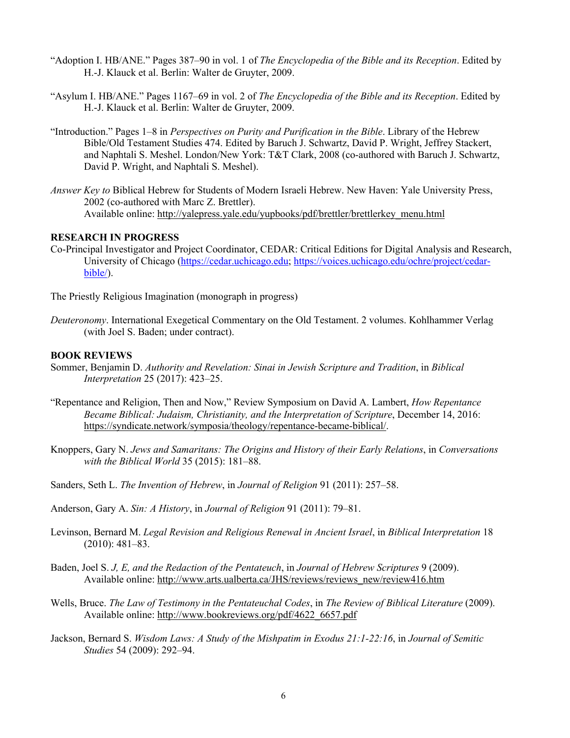"Adoption I. HB/ANE." Pages 387–90 in vol. 1 of *The Encyclopedia of the Bible and its Reception*. Edited by H.-J. Klauck et al. Berlin: Walter de Gruyter, 2009.

"Asylum I. HB/ANE." Pages 1167–69 in vol. 2 of *The Encyclopedia of the Bible and its Reception*. Edited by H.-J. Klauck et al. Berlin: Walter de Gruyter, 2009.

"Introduction." Pages 1–8 in *Perspectives on Purity and Purification in the Bible*. Library of the Hebrew Bible/Old Testament Studies 474. Edited by Baruch J. Schwartz, David P. Wright, Jeffrey Stackert, and Naphtali S. Meshel. London/New York: T&T Clark, 2008 (co-authored with Baruch J. Schwartz, David P. Wright, and Naphtali S. Meshel).

*Answer Key to* Biblical Hebrew for Students of Modern Israeli Hebrew. New Haven: Yale University Press, 2002 (co-authored with Marc Z. Brettler). Available online: http://yalepress.yale.edu/yupbooks/pdf/brettler/brettlerkey_menu.html

**RESEARCH IN PROGRESS**

Co-Principal Investigator and Project Coordinator, CEDAR: Critical Editions for Digital Analysis and Research, University of Chicago (https://cedar.uchicago.edu; https://voices.uchicago.edu/ochre/project/cedar-bible/).

The Priestly Religious Imagination (monograph in progress)

*Deuteronomy*. International Exegetical Commentary on the Old Testament. 2 volumes. Kohlhammer Verlag (with Joel S. Baden; under contract).

**BOOK REVIEWS**

Sommer, Benjamin D. *Authority and Revelation: Sinai in Jewish Scripture and Tradition*, in *Biblical Interpretation* 25 (2017): 423–25.

"Repentance and Religion, Then and Now," Review Symposium on David A. Lambert, *How Repentance Became Biblical: Judaism, Christianity, and the Interpretation of Scripture*, December 14, 2016: https://syndicate.network/symposia/theology/repentance-became-biblical/.

Knoppers, Gary N. *Jews and Samaritans: The Origins and History of their Early Relations*, in *Conversations with the Biblical World* 35 (2015): 181–88.

Sanders, Seth L. *The Invention of Hebrew*, in *Journal of Religion* 91 (2011): 257–58.

Anderson, Gary A. *Sin: A History*, in *Journal of Religion* 91 (2011): 79–81.

Levinson, Bernard M. *Legal Revision and Religious Renewal in Ancient Israel*, in *Biblical Interpretation* 18 (2010): 481–83.

Baden, Joel S. *J, E, and the Redaction of the Pentateuch*, in *Journal of Hebrew Scriptures* 9 (2009). Available online: http://www.arts.ualberta.ca/JHS/reviews/reviews_new/review416.htm

Wells, Bruce. *The Law of Testimony in the Pentateuchal Codes*, in *The Review of Biblical Literature* (2009). Available online: http://www.bookreviews.org/pdf/4622_6657.pdf

Jackson, Bernard S. *Wisdom Laws: A Study of the Mishpatim in Exodus 21:1-22:16*, in *Journal of Semitic Studies* 54 (2009): 292–94.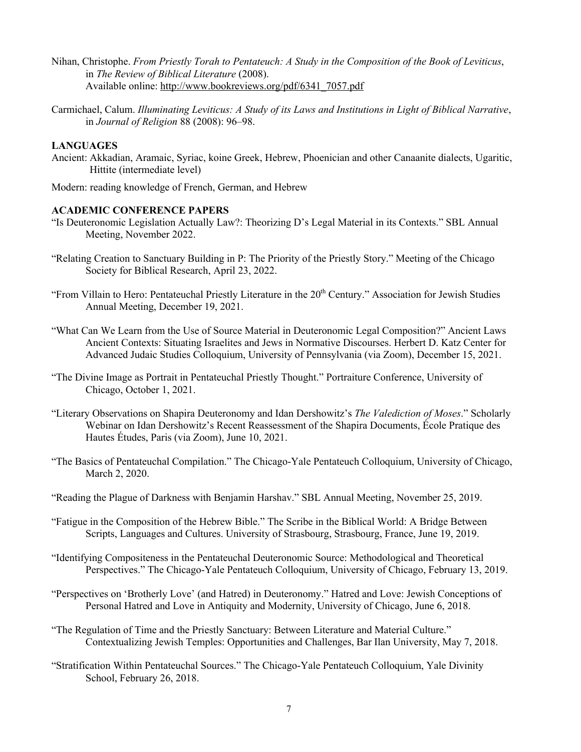Nihan, Christophe. *From Priestly Torah to Pentateuch: A Study in the Composition of the Book of Leviticus*, in *The Review of Biblical Literature* (2008).
Available online: http://www.bookreviews.org/pdf/6341_7057.pdf

Carmichael, Calum. *Illuminating Leviticus: A Study of its Laws and Institutions in Light of Biblical Narrative*, in *Journal of Religion* 88 (2008): 96–98.

**LANGUAGES**

Ancient: Akkadian, Aramaic, Syriac, koine Greek, Hebrew, Phoenician and other Canaanite dialects, Ugaritic, Hittite (intermediate level)

Modern: reading knowledge of French, German, and Hebrew

**ACADEMIC CONFERENCE PAPERS**

"Is Deuteronomic Legislation Actually Law?: Theorizing D's Legal Material in its Contexts." SBL Annual Meeting, November 2022.

"Relating Creation to Sanctuary Building in P: The Priority of the Priestly Story." Meeting of the Chicago Society for Biblical Research, April 23, 2022.

"From Villain to Hero: Pentateuchal Priestly Literature in the 20th Century." Association for Jewish Studies Annual Meeting, December 19, 2021.

"What Can We Learn from the Use of Source Material in Deuteronomic Legal Composition?" Ancient Laws Ancient Contexts: Situating Israelites and Jews in Normative Discourses. Herbert D. Katz Center for Advanced Judaic Studies Colloquium, University of Pennsylvania (via Zoom), December 15, 2021.

"The Divine Image as Portrait in Pentateuchal Priestly Thought." Portraiture Conference, University of Chicago, October 1, 2021.

"Literary Observations on Shapira Deuteronomy and Idan Dershowitz's *The Valediction of Moses*." Scholarly Webinar on Idan Dershowitz's Recent Reassessment of the Shapira Documents, École Pratique des Hautes Études, Paris (via Zoom), June 10, 2021.

"The Basics of Pentateuchal Compilation." The Chicago-Yale Pentateuch Colloquium, University of Chicago, March 2, 2020.

"Reading the Plague of Darkness with Benjamin Harshav." SBL Annual Meeting, November 25, 2019.

"Fatigue in the Composition of the Hebrew Bible." The Scribe in the Biblical World: A Bridge Between Scripts, Languages and Cultures. University of Strasbourg, Strasbourg, France, June 19, 2019.

"Identifying Compositeness in the Pentateuchal Deuteronomic Source: Methodological and Theoretical Perspectives." The Chicago-Yale Pentateuch Colloquium, University of Chicago, February 13, 2019.

"Perspectives on 'Brotherly Love' (and Hatred) in Deuteronomy." Hatred and Love: Jewish Conceptions of Personal Hatred and Love in Antiquity and Modernity, University of Chicago, June 6, 2018.

"The Regulation of Time and the Priestly Sanctuary: Between Literature and Material Culture." Contextualizing Jewish Temples: Opportunities and Challenges, Bar Ilan University, May 7, 2018.

"Stratification Within Pentateuchal Sources." The Chicago-Yale Pentateuch Colloquium, Yale Divinity School, February 26, 2018.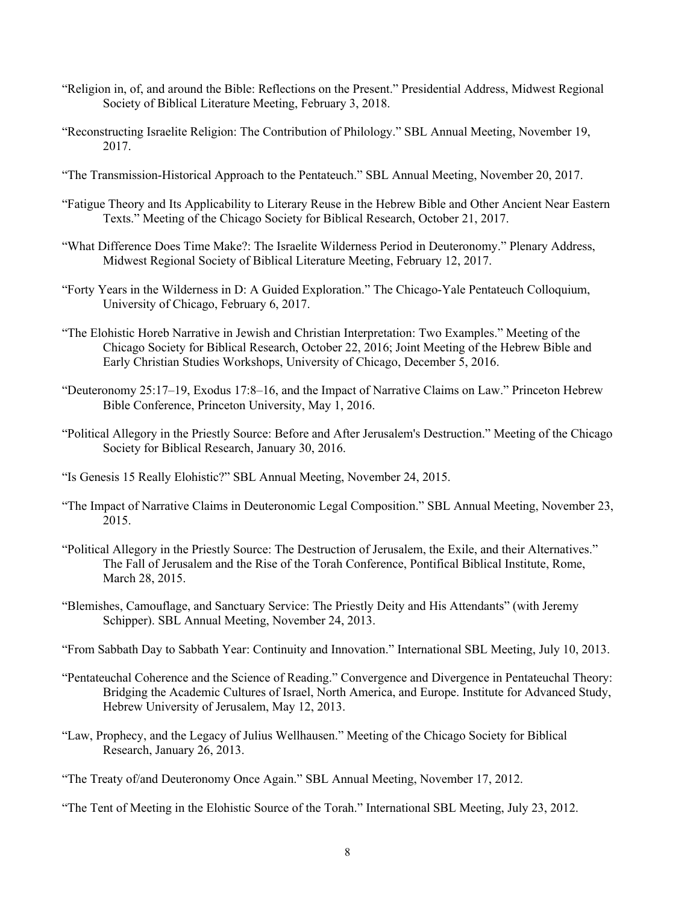"Religion in, of, and around the Bible: Reflections on the Present." Presidential Address, Midwest Regional Society of Biblical Literature Meeting, February 3, 2018.

"Reconstructing Israelite Religion: The Contribution of Philology." SBL Annual Meeting, November 19, 2017.

"The Transmission-Historical Approach to the Pentateuch." SBL Annual Meeting, November 20, 2017.

"Fatigue Theory and Its Applicability to Literary Reuse in the Hebrew Bible and Other Ancient Near Eastern Texts." Meeting of the Chicago Society for Biblical Research, October 21, 2017.

"What Difference Does Time Make?: The Israelite Wilderness Period in Deuteronomy." Plenary Address, Midwest Regional Society of Biblical Literature Meeting, February 12, 2017.

"Forty Years in the Wilderness in D: A Guided Exploration." The Chicago-Yale Pentateuch Colloquium, University of Chicago, February 6, 2017.

"The Elohistic Horeb Narrative in Jewish and Christian Interpretation: Two Examples." Meeting of the Chicago Society for Biblical Research, October 22, 2016; Joint Meeting of the Hebrew Bible and Early Christian Studies Workshops, University of Chicago, December 5, 2016.

"Deuteronomy 25:17–19, Exodus 17:8–16, and the Impact of Narrative Claims on Law." Princeton Hebrew Bible Conference, Princeton University, May 1, 2016.

"Political Allegory in the Priestly Source: Before and After Jerusalem's Destruction." Meeting of the Chicago Society for Biblical Research, January 30, 2016.

"Is Genesis 15 Really Elohistic?" SBL Annual Meeting, November 24, 2015.

"The Impact of Narrative Claims in Deuteronomic Legal Composition." SBL Annual Meeting, November 23, 2015.

"Political Allegory in the Priestly Source: The Destruction of Jerusalem, the Exile, and their Alternatives." The Fall of Jerusalem and the Rise of the Torah Conference, Pontifical Biblical Institute, Rome, March 28, 2015.

"Blemishes, Camouflage, and Sanctuary Service: The Priestly Deity and His Attendants" (with Jeremy Schipper). SBL Annual Meeting, November 24, 2013.

"From Sabbath Day to Sabbath Year: Continuity and Innovation." International SBL Meeting, July 10, 2013.

"Pentateuchal Coherence and the Science of Reading." Convergence and Divergence in Pentateuchal Theory: Bridging the Academic Cultures of Israel, North America, and Europe. Institute for Advanced Study, Hebrew University of Jerusalem, May 12, 2013.

"Law, Prophecy, and the Legacy of Julius Wellhausen." Meeting of the Chicago Society for Biblical Research, January 26, 2013.

"The Treaty of/and Deuteronomy Once Again." SBL Annual Meeting, November 17, 2012.

"The Tent of Meeting in the Elohistic Source of the Torah." International SBL Meeting, July 23, 2012.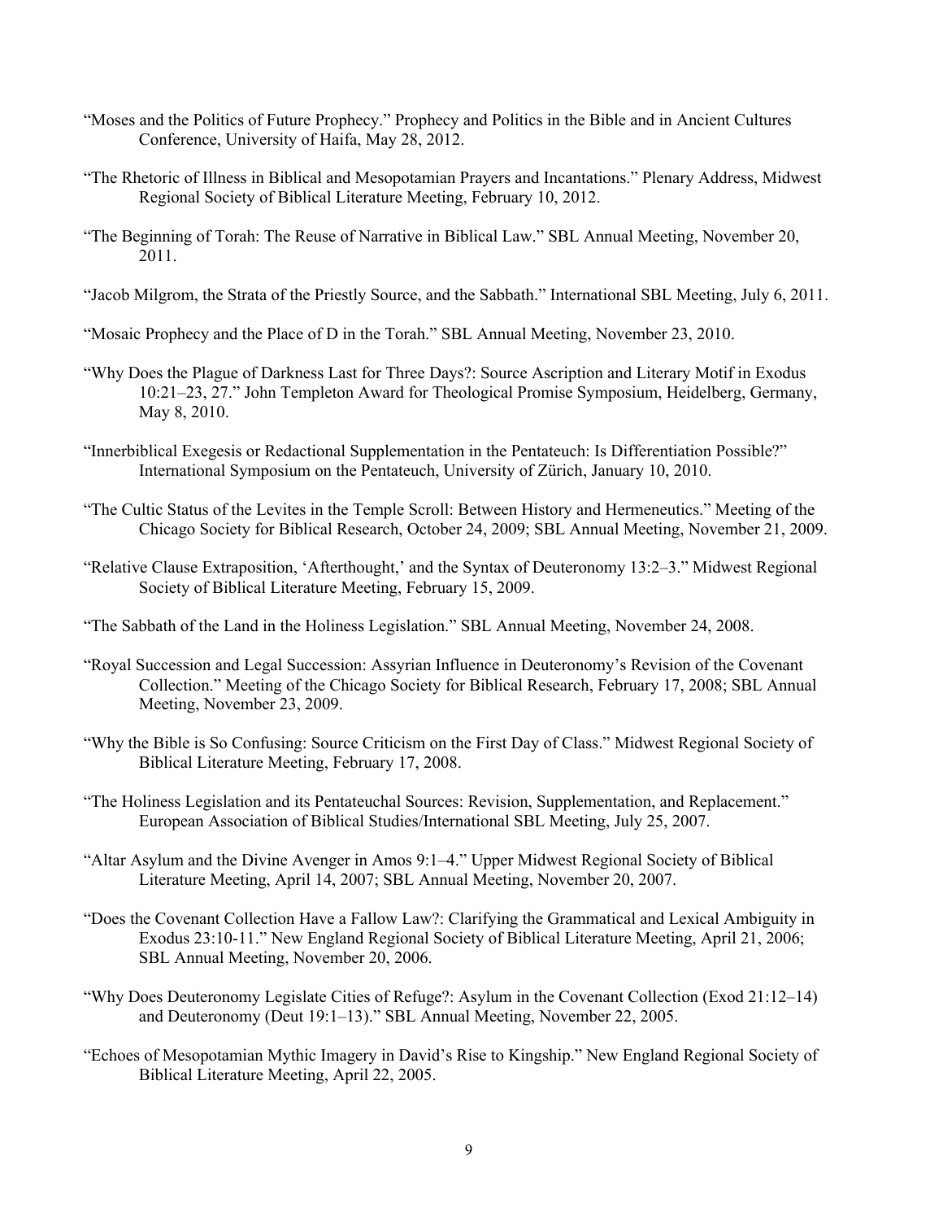"Moses and the Politics of Future Prophecy." Prophecy and Politics in the Bible and in Ancient Cultures Conference, University of Haifa, May 28, 2012.

"The Rhetoric of Illness in Biblical and Mesopotamian Prayers and Incantations." Plenary Address, Midwest Regional Society of Biblical Literature Meeting, February 10, 2012.

"The Beginning of Torah: The Reuse of Narrative in Biblical Law." SBL Annual Meeting, November 20, 2011.

"Jacob Milgrom, the Strata of the Priestly Source, and the Sabbath." International SBL Meeting, July 6, 2011.

"Mosaic Prophecy and the Place of D in the Torah." SBL Annual Meeting, November 23, 2010.

"Why Does the Plague of Darkness Last for Three Days?: Source Ascription and Literary Motif in Exodus 10:21–23, 27." John Templeton Award for Theological Promise Symposium, Heidelberg, Germany, May 8, 2010.

"Innerbiblical Exegesis or Redactional Supplementation in the Pentateuch: Is Differentiation Possible?" International Symposium on the Pentateuch, University of Zürich, January 10, 2010.

"The Cultic Status of the Levites in the Temple Scroll: Between History and Hermeneutics." Meeting of the Chicago Society for Biblical Research, October 24, 2009; SBL Annual Meeting, November 21, 2009.

"Relative Clause Extraposition, 'Afterthought,' and the Syntax of Deuteronomy 13:2–3." Midwest Regional Society of Biblical Literature Meeting, February 15, 2009.

"The Sabbath of the Land in the Holiness Legislation." SBL Annual Meeting, November 24, 2008.

"Royal Succession and Legal Succession: Assyrian Influence in Deuteronomy's Revision of the Covenant Collection." Meeting of the Chicago Society for Biblical Research, February 17, 2008; SBL Annual Meeting, November 23, 2009.

"Why the Bible is So Confusing: Source Criticism on the First Day of Class." Midwest Regional Society of Biblical Literature Meeting, February 17, 2008.

"The Holiness Legislation and its Pentateuchal Sources: Revision, Supplementation, and Replacement." European Association of Biblical Studies/International SBL Meeting, July 25, 2007.

"Altar Asylum and the Divine Avenger in Amos 9:1–4." Upper Midwest Regional Society of Biblical Literature Meeting, April 14, 2007; SBL Annual Meeting, November 20, 2007.

"Does the Covenant Collection Have a Fallow Law?: Clarifying the Grammatical and Lexical Ambiguity in Exodus 23:10-11." New England Regional Society of Biblical Literature Meeting, April 21, 2006; SBL Annual Meeting, November 20, 2006.

"Why Does Deuteronomy Legislate Cities of Refuge?: Asylum in the Covenant Collection (Exod 21:12–14) and Deuteronomy (Deut 19:1–13)." SBL Annual Meeting, November 22, 2005.

"Echoes of Mesopotamian Mythic Imagery in David's Rise to Kingship." New England Regional Society of Biblical Literature Meeting, April 22, 2005.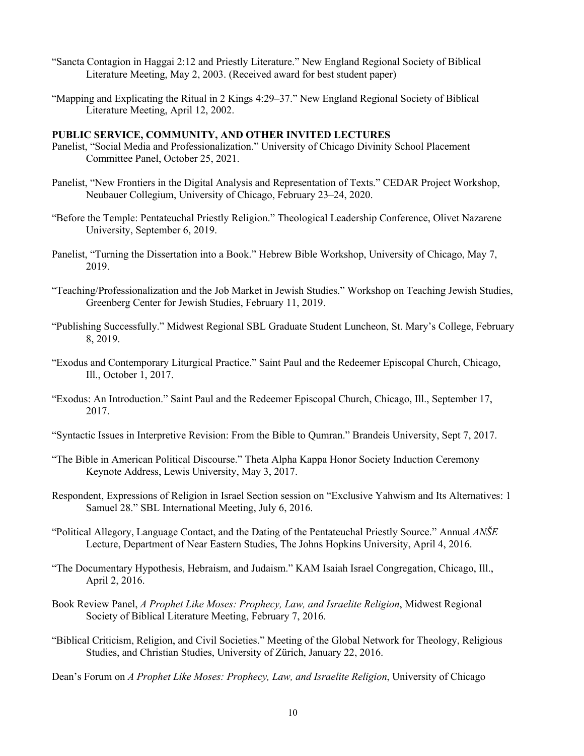"Sancta Contagion in Haggai 2:12 and Priestly Literature." New England Regional Society of Biblical Literature Meeting, May 2, 2003. (Received award for best student paper)

"Mapping and Explicating the Ritual in 2 Kings 4:29–37." New England Regional Society of Biblical Literature Meeting, April 12, 2002.

**PUBLIC SERVICE, COMMUNITY, AND OTHER INVITED LECTURES**

Panelist, "Social Media and Professionalization." University of Chicago Divinity School Placement Committee Panel, October 25, 2021.

Panelist, "New Frontiers in the Digital Analysis and Representation of Texts." CEDAR Project Workshop, Neubauer Collegium, University of Chicago, February 23–24, 2020.

"Before the Temple: Pentateuchal Priestly Religion." Theological Leadership Conference, Olivet Nazarene University, September 6, 2019.

Panelist, "Turning the Dissertation into a Book." Hebrew Bible Workshop, University of Chicago, May 7, 2019.

"Teaching/Professionalization and the Job Market in Jewish Studies." Workshop on Teaching Jewish Studies, Greenberg Center for Jewish Studies, February 11, 2019.

"Publishing Successfully." Midwest Regional SBL Graduate Student Luncheon, St. Mary's College, February 8, 2019.

"Exodus and Contemporary Liturgical Practice." Saint Paul and the Redeemer Episcopal Church, Chicago, Ill., October 1, 2017.

"Exodus: An Introduction." Saint Paul and the Redeemer Episcopal Church, Chicago, Ill., September 17, 2017.

"Syntactic Issues in Interpretive Revision: From the Bible to Qumran." Brandeis University, Sept 7, 2017.

"The Bible in American Political Discourse." Theta Alpha Kappa Honor Society Induction Ceremony Keynote Address, Lewis University, May 3, 2017.

Respondent, Expressions of Religion in Israel Section session on "Exclusive Yahwism and Its Alternatives: 1 Samuel 28." SBL International Meeting, July 6, 2016.

"Political Allegory, Language Contact, and the Dating of the Pentateuchal Priestly Source." Annual *ANŠE* Lecture, Department of Near Eastern Studies, The Johns Hopkins University, April 4, 2016.

"The Documentary Hypothesis, Hebraism, and Judaism." KAM Isaiah Israel Congregation, Chicago, Ill., April 2, 2016.

Book Review Panel, *A Prophet Like Moses: Prophecy, Law, and Israelite Religion*, Midwest Regional Society of Biblical Literature Meeting, February 7, 2016.

"Biblical Criticism, Religion, and Civil Societies." Meeting of the Global Network for Theology, Religious Studies, and Christian Studies, University of Zürich, January 22, 2016.

Dean's Forum on *A Prophet Like Moses: Prophecy, Law, and Israelite Religion*, University of Chicago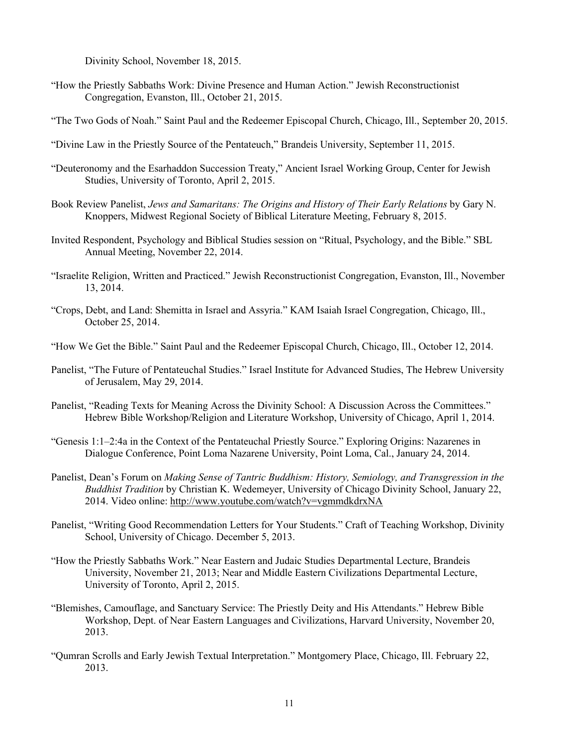Divinity School, November 18, 2015.

"How the Priestly Sabbaths Work: Divine Presence and Human Action." Jewish Reconstructionist Congregation, Evanston, Ill., October 21, 2015.

"The Two Gods of Noah." Saint Paul and the Redeemer Episcopal Church, Chicago, Ill., September 20, 2015.

"Divine Law in the Priestly Source of the Pentateuch," Brandeis University, September 11, 2015.

"Deuteronomy and the Esarhaddon Succession Treaty," Ancient Israel Working Group, Center for Jewish Studies, University of Toronto, April 2, 2015.

Book Review Panelist, *Jews and Samaritans: The Origins and History of Their Early Relations* by Gary N. Knoppers, Midwest Regional Society of Biblical Literature Meeting, February 8, 2015.

Invited Respondent, Psychology and Biblical Studies session on "Ritual, Psychology, and the Bible." SBL Annual Meeting, November 22, 2014.

"Israelite Religion, Written and Practiced." Jewish Reconstructionist Congregation, Evanston, Ill., November 13, 2014.

"Crops, Debt, and Land: Shemitta in Israel and Assyria." KAM Isaiah Israel Congregation, Chicago, Ill., October 25, 2014.

"How We Get the Bible." Saint Paul and the Redeemer Episcopal Church, Chicago, Ill., October 12, 2014.

Panelist, "The Future of Pentateuchal Studies." Israel Institute for Advanced Studies, The Hebrew University of Jerusalem, May 29, 2014.

Panelist, "Reading Texts for Meaning Across the Divinity School: A Discussion Across the Committees." Hebrew Bible Workshop/Religion and Literature Workshop, University of Chicago, April 1, 2014.

"Genesis 1:1–2:4a in the Context of the Pentateuchal Priestly Source." Exploring Origins: Nazarenes in Dialogue Conference, Point Loma Nazarene University, Point Loma, Cal., January 24, 2014.

Panelist, Dean's Forum on *Making Sense of Tantric Buddhism: History, Semiology, and Transgression in the Buddhist Tradition* by Christian K. Wedemeyer, University of Chicago Divinity School, January 22, 2014. Video online: http://www.youtube.com/watch?v=vgmmdkdrxNA

Panelist, "Writing Good Recommendation Letters for Your Students." Craft of Teaching Workshop, Divinity School, University of Chicago. December 5, 2013.

"How the Priestly Sabbaths Work." Near Eastern and Judaic Studies Departmental Lecture, Brandeis University, November 21, 2013; Near and Middle Eastern Civilizations Departmental Lecture, University of Toronto, April 2, 2015.

"Blemishes, Camouflage, and Sanctuary Service: The Priestly Deity and His Attendants." Hebrew Bible Workshop, Dept. of Near Eastern Languages and Civilizations, Harvard University, November 20, 2013.

"Qumran Scrolls and Early Jewish Textual Interpretation." Montgomery Place, Chicago, Ill. February 22, 2013.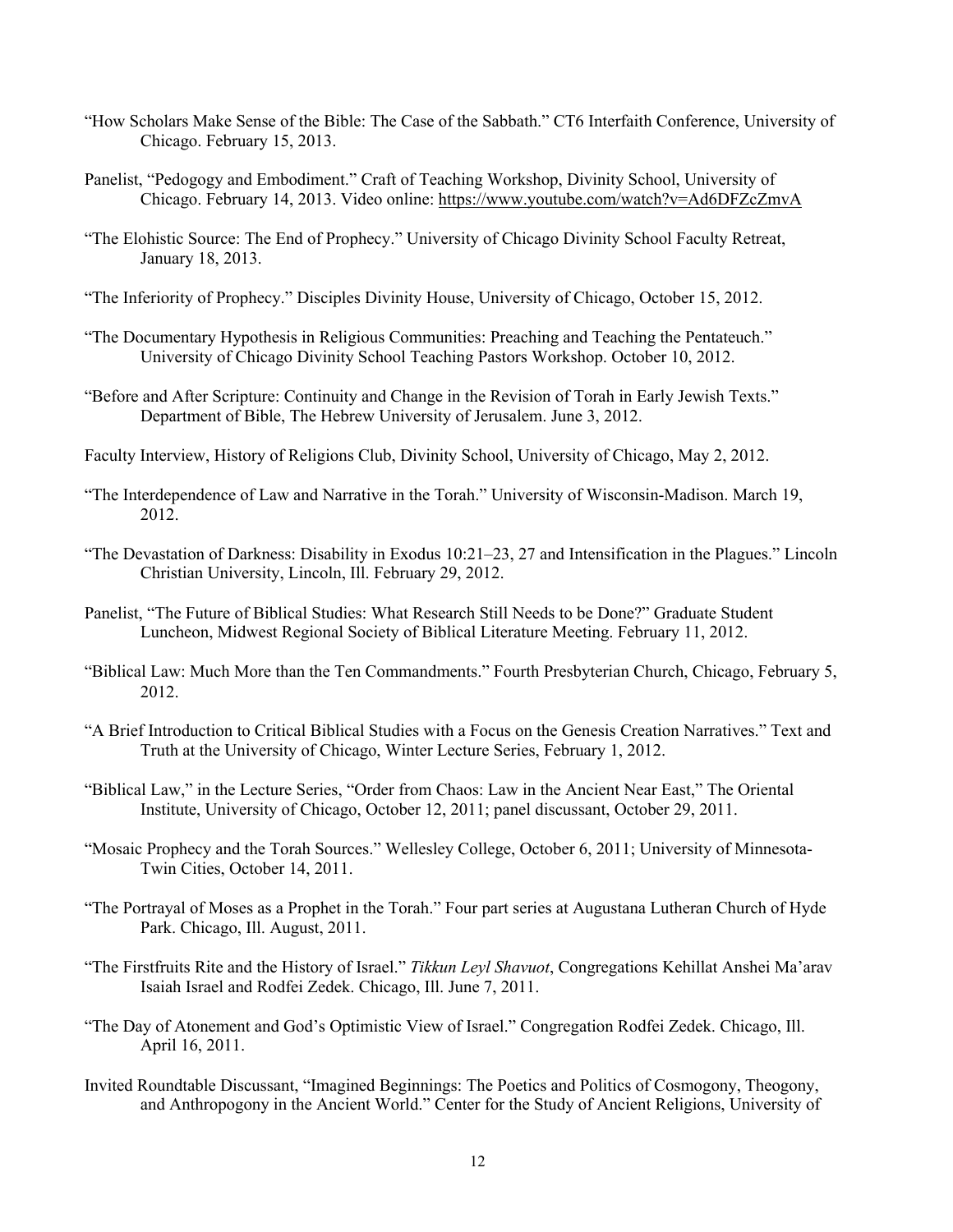"How Scholars Make Sense of the Bible: The Case of the Sabbath." CT6 Interfaith Conference, University of Chicago. February 15, 2013.

Panelist, "Pedogogy and Embodiment." Craft of Teaching Workshop, Divinity School, University of Chicago. February 14, 2013. Video online: https://www.youtube.com/watch?v=Ad6DFZcZmvA

"The Elohistic Source: The End of Prophecy." University of Chicago Divinity School Faculty Retreat, January 18, 2013.

"The Inferiority of Prophecy." Disciples Divinity House, University of Chicago, October 15, 2012.

"The Documentary Hypothesis in Religious Communities: Preaching and Teaching the Pentateuch." University of Chicago Divinity School Teaching Pastors Workshop. October 10, 2012.

"Before and After Scripture: Continuity and Change in the Revision of Torah in Early Jewish Texts." Department of Bible, The Hebrew University of Jerusalem. June 3, 2012.

Faculty Interview, History of Religions Club, Divinity School, University of Chicago, May 2, 2012.

"The Interdependence of Law and Narrative in the Torah." University of Wisconsin-Madison. March 19, 2012.

"The Devastation of Darkness: Disability in Exodus 10:21–23, 27 and Intensification in the Plagues." Lincoln Christian University, Lincoln, Ill. February 29, 2012.

Panelist, "The Future of Biblical Studies: What Research Still Needs to be Done?" Graduate Student Luncheon, Midwest Regional Society of Biblical Literature Meeting. February 11, 2012.

"Biblical Law: Much More than the Ten Commandments." Fourth Presbyterian Church, Chicago, February 5, 2012.

"A Brief Introduction to Critical Biblical Studies with a Focus on the Genesis Creation Narratives." Text and Truth at the University of Chicago, Winter Lecture Series, February 1, 2012.

"Biblical Law," in the Lecture Series, "Order from Chaos: Law in the Ancient Near East," The Oriental Institute, University of Chicago, October 12, 2011; panel discussant, October 29, 2011.

"Mosaic Prophecy and the Torah Sources." Wellesley College, October 6, 2011; University of Minnesota-Twin Cities, October 14, 2011.

"The Portrayal of Moses as a Prophet in the Torah." Four part series at Augustana Lutheran Church of Hyde Park. Chicago, Ill. August, 2011.

"The Firstfruits Rite and the History of Israel." *Tikkun Leyl Shavuot*, Congregations Kehillat Anshei Ma'arav Isaiah Israel and Rodfei Zedek. Chicago, Ill. June 7, 2011.

"The Day of Atonement and God's Optimistic View of Israel." Congregation Rodfei Zedek. Chicago, Ill. April 16, 2011.

Invited Roundtable Discussant, "Imagined Beginnings: The Poetics and Politics of Cosmogony, Theogony, and Anthropogony in the Ancient World." Center for the Study of Ancient Religions, University of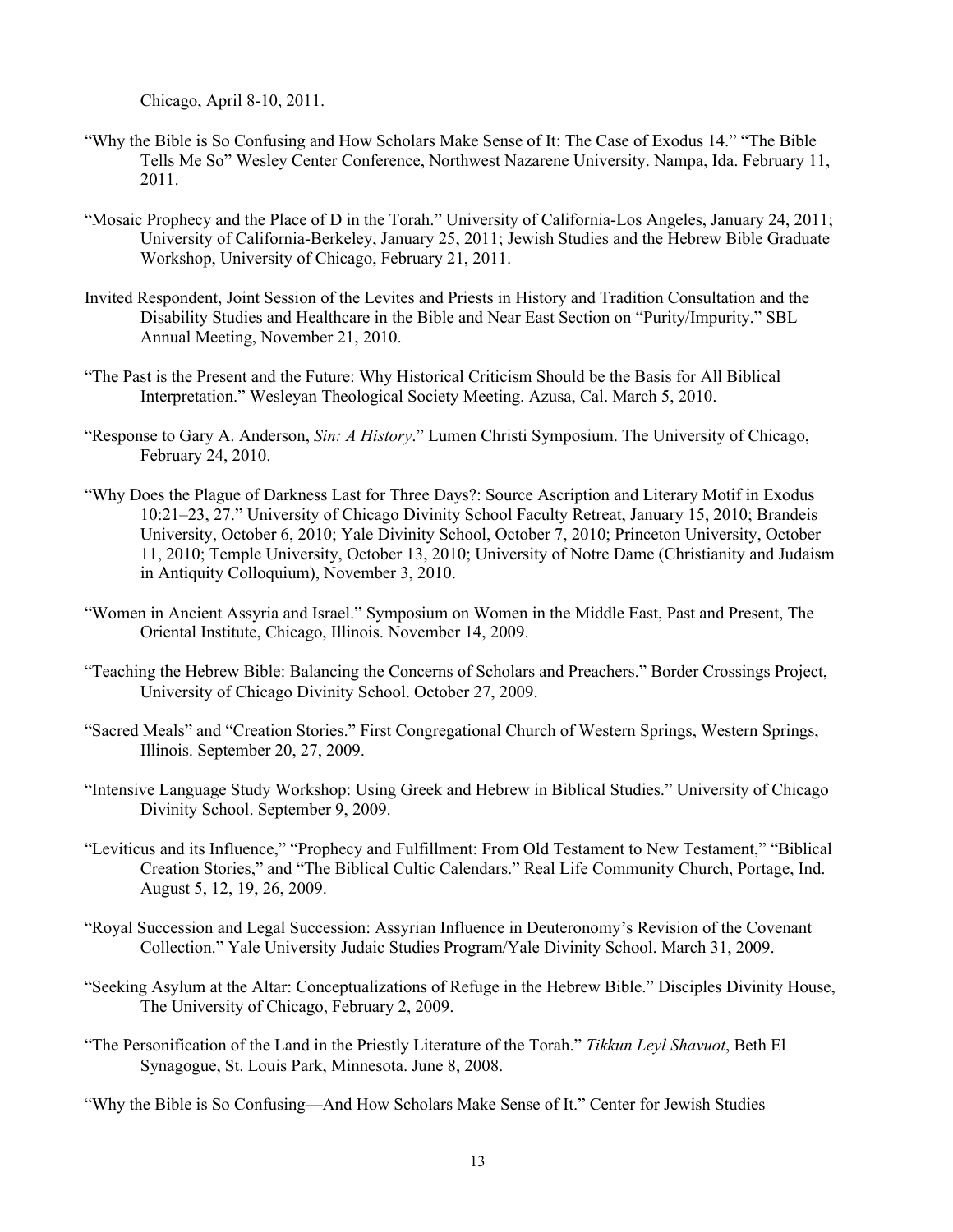Chicago, April 8-10, 2011.

"Why the Bible is So Confusing and How Scholars Make Sense of It: The Case of Exodus 14." "The Bible Tells Me So" Wesley Center Conference, Northwest Nazarene University. Nampa, Ida. February 11, 2011.

"Mosaic Prophecy and the Place of D in the Torah." University of California-Los Angeles, January 24, 2011; University of California-Berkeley, January 25, 2011; Jewish Studies and the Hebrew Bible Graduate Workshop, University of Chicago, February 21, 2011.

Invited Respondent, Joint Session of the Levites and Priests in History and Tradition Consultation and the Disability Studies and Healthcare in the Bible and Near East Section on "Purity/Impurity." SBL Annual Meeting, November 21, 2010.

"The Past is the Present and the Future: Why Historical Criticism Should be the Basis for All Biblical Interpretation." Wesleyan Theological Society Meeting. Azusa, Cal. March 5, 2010.

"Response to Gary A. Anderson, *Sin: A History*." Lumen Christi Symposium. The University of Chicago, February 24, 2010.

"Why Does the Plague of Darkness Last for Three Days?: Source Ascription and Literary Motif in Exodus 10:21–23, 27." University of Chicago Divinity School Faculty Retreat, January 15, 2010; Brandeis University, October 6, 2010; Yale Divinity School, October 7, 2010; Princeton University, October 11, 2010; Temple University, October 13, 2010; University of Notre Dame (Christianity and Judaism in Antiquity Colloquium), November 3, 2010.

"Women in Ancient Assyria and Israel." Symposium on Women in the Middle East, Past and Present, The Oriental Institute, Chicago, Illinois. November 14, 2009.

"Teaching the Hebrew Bible: Balancing the Concerns of Scholars and Preachers." Border Crossings Project, University of Chicago Divinity School. October 27, 2009.

"Sacred Meals" and "Creation Stories." First Congregational Church of Western Springs, Western Springs, Illinois. September 20, 27, 2009.

"Intensive Language Study Workshop: Using Greek and Hebrew in Biblical Studies." University of Chicago Divinity School. September 9, 2009.

"Leviticus and its Influence," "Prophecy and Fulfillment: From Old Testament to New Testament," "Biblical Creation Stories," and "The Biblical Cultic Calendars." Real Life Community Church, Portage, Ind. August 5, 12, 19, 26, 2009.

"Royal Succession and Legal Succession: Assyrian Influence in Deuteronomy's Revision of the Covenant Collection." Yale University Judaic Studies Program/Yale Divinity School. March 31, 2009.

"Seeking Asylum at the Altar: Conceptualizations of Refuge in the Hebrew Bible." Disciples Divinity House, The University of Chicago, February 2, 2009.

"The Personification of the Land in the Priestly Literature of the Torah." *Tikkun Leyl Shavuot*, Beth El Synagogue, St. Louis Park, Minnesota. June 8, 2008.

"Why the Bible is So Confusing—And How Scholars Make Sense of It." Center for Jewish Studies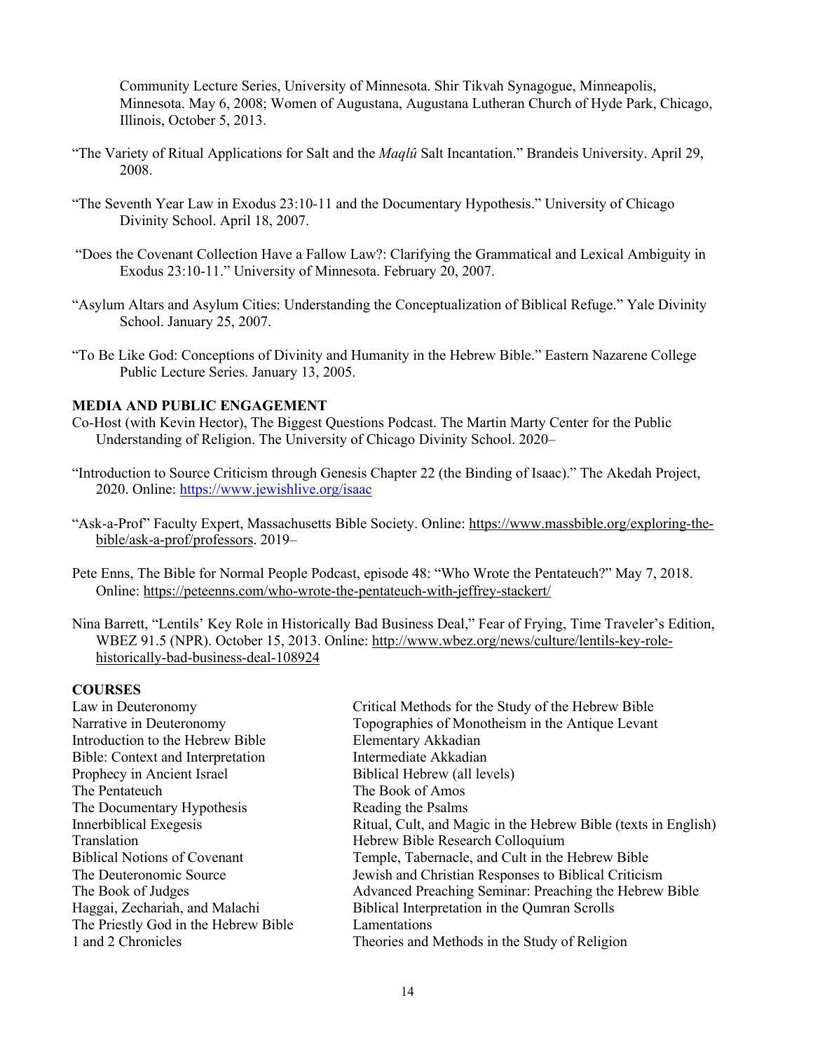Community Lecture Series, University of Minnesota. Shir Tikvah Synagogue, Minneapolis, Minnesota. May 6, 2008; Women of Augustana, Augustana Lutheran Church of Hyde Park, Chicago, Illinois, October 5, 2013.

"The Variety of Ritual Applications for Salt and the *Maqlû* Salt Incantation." Brandeis University. April 29, 2008.

"The Seventh Year Law in Exodus 23:10-11 and the Documentary Hypothesis." University of Chicago Divinity School. April 18, 2007.

"Does the Covenant Collection Have a Fallow Law?: Clarifying the Grammatical and Lexical Ambiguity in Exodus 23:10-11." University of Minnesota. February 20, 2007.

"Asylum Altars and Asylum Cities: Understanding the Conceptualization of Biblical Refuge." Yale Divinity School. January 25, 2007.

"To Be Like God: Conceptions of Divinity and Humanity in the Hebrew Bible." Eastern Nazarene College Public Lecture Series. January 13, 2005.

**MEDIA AND PUBLIC ENGAGEMENT**

Co-Host (with Kevin Hector), The Biggest Questions Podcast. The Martin Marty Center for the Public Understanding of Religion. The University of Chicago Divinity School. 2020–

"Introduction to Source Criticism through Genesis Chapter 22 (the Binding of Isaac)." The Akedah Project, 2020. Online: https://www.jewishlive.org/isaac

"Ask-a-Prof" Faculty Expert, Massachusetts Bible Society. Online: https://www.massbible.org/exploring-the-bible/ask-a-prof/professors. 2019–

Pete Enns, The Bible for Normal People Podcast, episode 48: "Who Wrote the Pentateuch?" May 7, 2018. Online: https://peteenns.com/who-wrote-the-pentateuch-with-jeffrey-stackert/

Nina Barrett, "Lentils' Key Role in Historically Bad Business Deal," Fear of Frying, Time Traveler's Edition, WBEZ 91.5 (NPR). October 15, 2013. Online: http://www.wbez.org/news/culture/lentils-key-role-historically-bad-business-deal-108924

**COURSES**

Law in Deuteronomy
Narrative in Deuteronomy
Introduction to the Hebrew Bible
Bible: Context and Interpretation
Prophecy in Ancient Israel
The Pentateuch
The Documentary Hypothesis
Innerbiblical Exegesis
Translation
Biblical Notions of Covenant
The Deuteronomic Source
The Book of Judges
Haggai, Zechariah, and Malachi
The Priestly God in the Hebrew Bible
1 and 2 Chronicles
Critical Methods for the Study of the Hebrew Bible
Topographies of Monotheism in the Antique Levant
Elementary Akkadian
Intermediate Akkadian
Biblical Hebrew (all levels)
The Book of Amos
Reading the Psalms
Ritual, Cult, and Magic in the Hebrew Bible (texts in English)
Hebrew Bible Research Colloquium
Temple, Tabernacle, and Cult in the Hebrew Bible
Jewish and Christian Responses to Biblical Criticism
Advanced Preaching Seminar: Preaching the Hebrew Bible
Biblical Interpretation in the Qumran Scrolls
Lamentations
Theories and Methods in the Study of Religion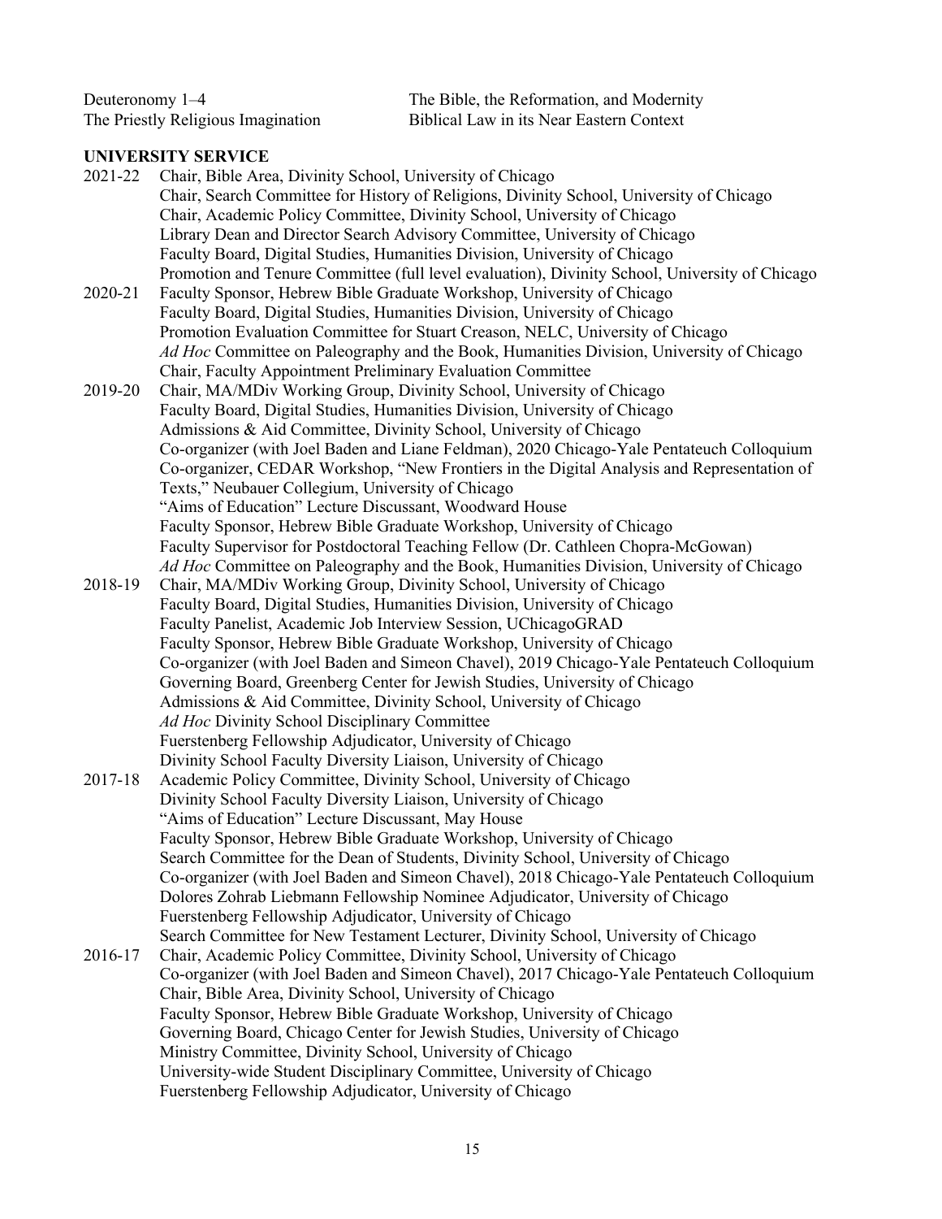Deuteronomy 1–4
The Priestly Religious Imagination
The Bible, the Reformation, and Modernity
Biblical Law in its Near Eastern Context

**UNIVERSITY SERVICE**

2021-22
Chair, Bible Area, Divinity School, University of Chicago
Chair, Search Committee for History of Religions, Divinity School, University of Chicago
Chair, Academic Policy Committee, Divinity School, University of Chicago
Library Dean and Director Search Advisory Committee, University of Chicago
Faculty Board, Digital Studies, Humanities Division, University of Chicago
Promotion and Tenure Committee (full level evaluation), Divinity School, University of Chicago

2020-21
Faculty Sponsor, Hebrew Bible Graduate Workshop, University of Chicago
Faculty Board, Digital Studies, Humanities Division, University of Chicago
Promotion Evaluation Committee for Stuart Creason, NELC, University of Chicago
*Ad Hoc* Committee on Paleography and the Book, Humanities Division, University of Chicago
Chair, Faculty Appointment Preliminary Evaluation Committee

2019-20
Chair, MA/MDiv Working Group, Divinity School, University of Chicago
Faculty Board, Digital Studies, Humanities Division, University of Chicago
Admissions & Aid Committee, Divinity School, University of Chicago
Co-organizer (with Joel Baden and Liane Feldman), 2020 Chicago-Yale Pentateuch Colloquium
Co-organizer, CEDAR Workshop, "New Frontiers in the Digital Analysis and Representation of Texts," Neubauer Collegium, University of Chicago
"Aims of Education" Lecture Discussant, Woodward House
Faculty Sponsor, Hebrew Bible Graduate Workshop, University of Chicago
Faculty Supervisor for Postdoctoral Teaching Fellow (Dr. Cathleen Chopra-McGowan)
*Ad Hoc* Committee on Paleography and the Book, Humanities Division, University of Chicago

2018-19
Chair, MA/MDiv Working Group, Divinity School, University of Chicago
Faculty Board, Digital Studies, Humanities Division, University of Chicago
Faculty Panelist, Academic Job Interview Session, UChicagoGRAD
Faculty Sponsor, Hebrew Bible Graduate Workshop, University of Chicago
Co-organizer (with Joel Baden and Simeon Chavel), 2019 Chicago-Yale Pentateuch Colloquium
Governing Board, Greenberg Center for Jewish Studies, University of Chicago
Admissions & Aid Committee, Divinity School, University of Chicago
*Ad Hoc* Divinity School Disciplinary Committee
Fuerstenberg Fellowship Adjudicator, University of Chicago
Divinity School Faculty Diversity Liaison, University of Chicago

2017-18
Academic Policy Committee, Divinity School, University of Chicago
Divinity School Faculty Diversity Liaison, University of Chicago
"Aims of Education" Lecture Discussant, May House
Faculty Sponsor, Hebrew Bible Graduate Workshop, University of Chicago
Search Committee for the Dean of Students, Divinity School, University of Chicago
Co-organizer (with Joel Baden and Simeon Chavel), 2018 Chicago-Yale Pentateuch Colloquium
Dolores Zohrab Liebmann Fellowship Nominee Adjudicator, University of Chicago
Fuerstenberg Fellowship Adjudicator, University of Chicago
Search Committee for New Testament Lecturer, Divinity School, University of Chicago

2016-17
Chair, Academic Policy Committee, Divinity School, University of Chicago
Co-organizer (with Joel Baden and Simeon Chavel), 2017 Chicago-Yale Pentateuch Colloquium
Chair, Bible Area, Divinity School, University of Chicago
Faculty Sponsor, Hebrew Bible Graduate Workshop, University of Chicago
Governing Board, Chicago Center for Jewish Studies, University of Chicago
Ministry Committee, Divinity School, University of Chicago
University-wide Student Disciplinary Committee, University of Chicago
Fuerstenberg Fellowship Adjudicator, University of Chicago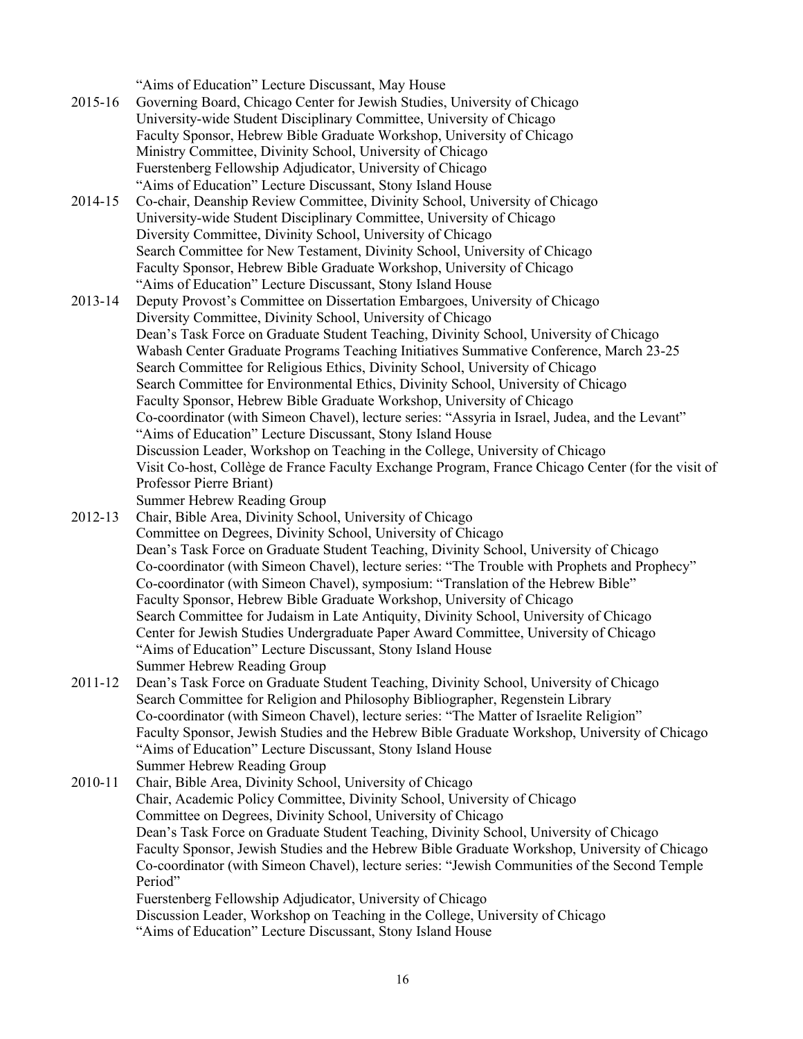"Aims of Education" Lecture Discussant, May House

2015-16 Governing Board, Chicago Center for Jewish Studies, University of Chicago
University-wide Student Disciplinary Committee, University of Chicago
Faculty Sponsor, Hebrew Bible Graduate Workshop, University of Chicago
Ministry Committee, Divinity School, University of Chicago
Fuerstenberg Fellowship Adjudicator, University of Chicago
"Aims of Education" Lecture Discussant, Stony Island House

2014-15 Co-chair, Deanship Review Committee, Divinity School, University of Chicago
University-wide Student Disciplinary Committee, University of Chicago
Diversity Committee, Divinity School, University of Chicago
Search Committee for New Testament, Divinity School, University of Chicago
Faculty Sponsor, Hebrew Bible Graduate Workshop, University of Chicago
"Aims of Education" Lecture Discussant, Stony Island House

2013-14 Deputy Provost's Committee on Dissertation Embargoes, University of Chicago
Diversity Committee, Divinity School, University of Chicago
Dean's Task Force on Graduate Student Teaching, Divinity School, University of Chicago
Wabash Center Graduate Programs Teaching Initiatives Summative Conference, March 23-25
Search Committee for Religious Ethics, Divinity School, University of Chicago
Search Committee for Environmental Ethics, Divinity School, University of Chicago
Faculty Sponsor, Hebrew Bible Graduate Workshop, University of Chicago
Co-coordinator (with Simeon Chavel), lecture series: "Assyria in Israel, Judea, and the Levant"
"Aims of Education" Lecture Discussant, Stony Island House
Discussion Leader, Workshop on Teaching in the College, University of Chicago
Visit Co-host, Collège de France Faculty Exchange Program, France Chicago Center (for the visit of Professor Pierre Briant)
Summer Hebrew Reading Group

2012-13 Chair, Bible Area, Divinity School, University of Chicago
Committee on Degrees, Divinity School, University of Chicago
Dean's Task Force on Graduate Student Teaching, Divinity School, University of Chicago
Co-coordinator (with Simeon Chavel), lecture series: "The Trouble with Prophets and Prophecy"
Co-coordinator (with Simeon Chavel), symposium: "Translation of the Hebrew Bible"
Faculty Sponsor, Hebrew Bible Graduate Workshop, University of Chicago
Search Committee for Judaism in Late Antiquity, Divinity School, University of Chicago
Center for Jewish Studies Undergraduate Paper Award Committee, University of Chicago
"Aims of Education" Lecture Discussant, Stony Island House
Summer Hebrew Reading Group

2011-12 Dean's Task Force on Graduate Student Teaching, Divinity School, University of Chicago
Search Committee for Religion and Philosophy Bibliographer, Regenstein Library
Co-coordinator (with Simeon Chavel), lecture series: "The Matter of Israelite Religion"
Faculty Sponsor, Jewish Studies and the Hebrew Bible Graduate Workshop, University of Chicago
"Aims of Education" Lecture Discussant, Stony Island House
Summer Hebrew Reading Group

2010-11 Chair, Bible Area, Divinity School, University of Chicago
Chair, Academic Policy Committee, Divinity School, University of Chicago
Committee on Degrees, Divinity School, University of Chicago
Dean's Task Force on Graduate Student Teaching, Divinity School, University of Chicago
Faculty Sponsor, Jewish Studies and the Hebrew Bible Graduate Workshop, University of Chicago
Co-coordinator (with Simeon Chavel), lecture series: "Jewish Communities of the Second Temple Period"
Fuerstenberg Fellowship Adjudicator, University of Chicago
Discussion Leader, Workshop on Teaching in the College, University of Chicago
"Aims of Education" Lecture Discussant, Stony Island House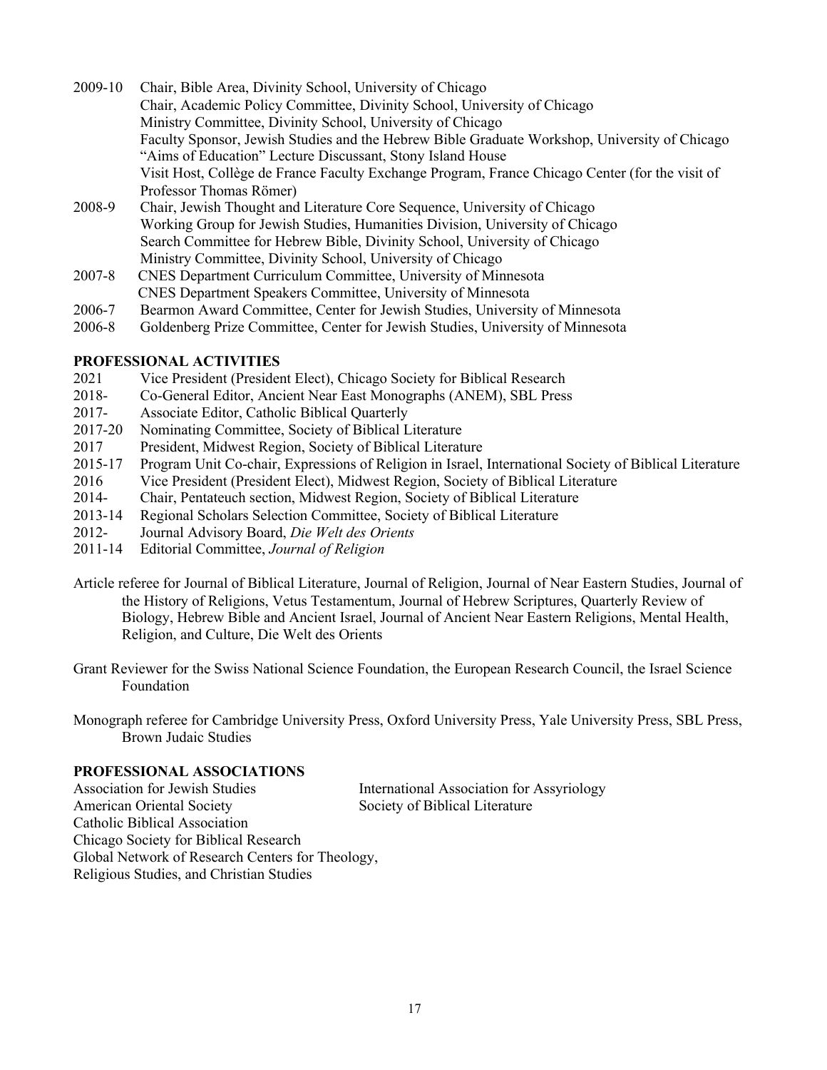2009-10 Chair, Bible Area, Divinity School, University of Chicago
Chair, Academic Policy Committee, Divinity School, University of Chicago
Ministry Committee, Divinity School, University of Chicago
Faculty Sponsor, Jewish Studies and the Hebrew Bible Graduate Workshop, University of Chicago
"Aims of Education" Lecture Discussant, Stony Island House
Visit Host, Collège de France Faculty Exchange Program, France Chicago Center (for the visit of Professor Thomas Römer)

2008-9 Chair, Jewish Thought and Literature Core Sequence, University of Chicago
Working Group for Jewish Studies, Humanities Division, University of Chicago
Search Committee for Hebrew Bible, Divinity School, University of Chicago
Ministry Committee, Divinity School, University of Chicago

2007-8 CNES Department Curriculum Committee, University of Minnesota
CNES Department Speakers Committee, University of Minnesota

2006-7 Bearmon Award Committee, Center for Jewish Studies, University of Minnesota

2006-8 Goldenberg Prize Committee, Center for Jewish Studies, University of Minnesota

## PROFESSIONAL ACTIVITIES

2021 Vice President (President Elect), Chicago Society for Biblical Research
2018- Co-General Editor, Ancient Near East Monographs (ANEM), SBL Press
2017- Associate Editor, Catholic Biblical Quarterly
2017-20 Nominating Committee, Society of Biblical Literature
2017 President, Midwest Region, Society of Biblical Literature
2015-17 Program Unit Co-chair, Expressions of Religion in Israel, International Society of Biblical Literature
2016 Vice President (President Elect), Midwest Region, Society of Biblical Literature
2014- Chair, Pentateuch section, Midwest Region, Society of Biblical Literature
2013-14 Regional Scholars Selection Committee, Society of Biblical Literature
2012- Journal Advisory Board, *Die Welt des Orients*
2011-14 Editorial Committee, *Journal of Religion*

Article referee for Journal of Biblical Literature, Journal of Religion, Journal of Near Eastern Studies, Journal of the History of Religions, Vetus Testamentum, Journal of Hebrew Scriptures, Quarterly Review of Biology, Hebrew Bible and Ancient Israel, Journal of Ancient Near Eastern Religions, Mental Health, Religion, and Culture, Die Welt des Orients

Grant Reviewer for the Swiss National Science Foundation, the European Research Council, the Israel Science Foundation

Monograph referee for Cambridge University Press, Oxford University Press, Yale University Press, SBL Press, Brown Judaic Studies

## PROFESSIONAL ASSOCIATIONS

Association for Jewish Studies
American Oriental Society
Catholic Biblical Association
Chicago Society for Biblical Research
Global Network of Research Centers for Theology, Religious Studies, and Christian Studies
International Association for Assyriology
Society of Biblical Literature